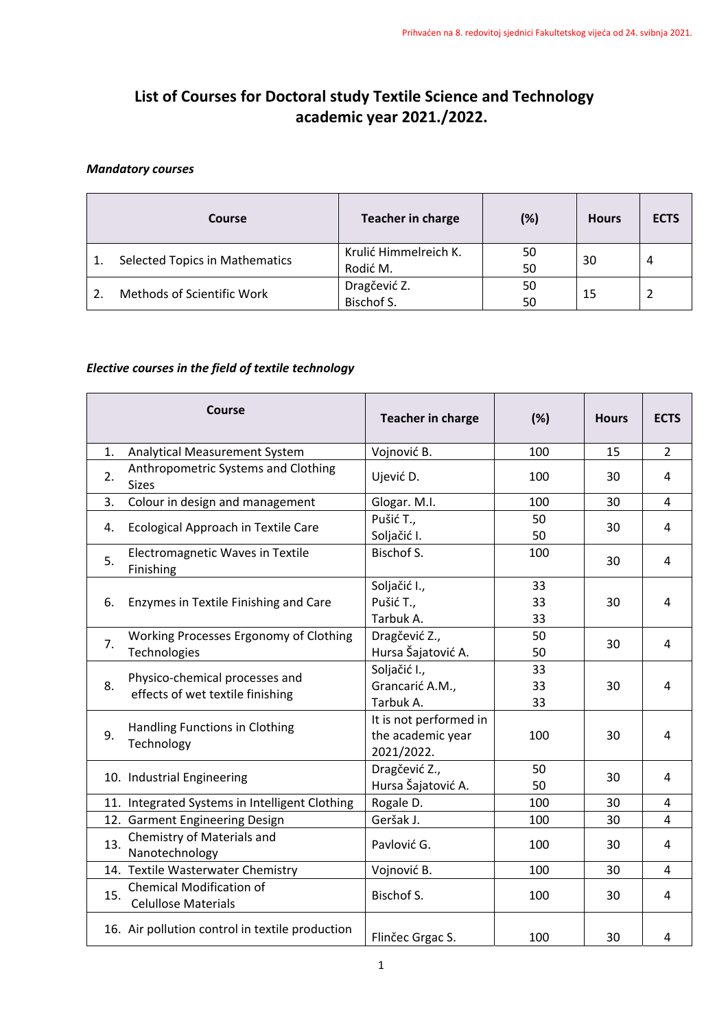Prihvaćen na 8. redovitoj sjednici Fakultetskog vijeća od 24. svibnja 2021.

# List of Courses for Doctoral study Textile Science and Technology academic year 2021./2022.

***Mandatory courses***

| Course | Teacher in charge | (%) | Hours | ECTS |
|---|---|---|---|---|
| 1. Selected Topics in Mathematics | Krulić Himmelreich K.<br>Rodić M. | 50<br>50 | 30 | 4 |
| 2. Methods of Scientific Work | Dragčević Z.<br>Bischof S. | 50<br>50 | 15 | 2 |

***Elective courses in the field of textile technology***

| Course | Teacher in charge | (%) | Hours | ECTS |
|---|---|---|---|---|
| 1. Analytical Measurement System | Vojnović B. | 100 | 15 | 2 |
| 2. Anthropometric Systems and Clothing Sizes | Ujević D. | 100 | 30 | 4 |
| 3. Colour in design and management | Glogar. M.I. | 100 | 30 | 4 |
| 4. Ecological Approach in Textile Care | Pušić T.,<br>Soljačić I. | 50<br>50 | 30 | 4 |
| 5. Electromagnetic Waves in Textile Finishing | Bischof S. | 100 | 30 | 4 |
| 6. Enzymes in Textile Finishing and Care | Soljačić I.,<br>Pušić T.,<br>Tarbuk A. | 33<br>33<br>33 | 30 | 4 |
| 7. Working Processes Ergonomy of Clothing Technologies | Dragčević Z.,<br>Hursa Šajatović A. | 50<br>50 | 30 | 4 |
| 8. Physico-chemical processes and effects of wet textile finishing | Soljačić I.,<br>Grancarić A.M.,<br>Tarbuk A. | 33<br>33<br>33 | 30 | 4 |
| 9. Handling Functions in Clothing Technology | It is not performed in the academic year 2021/2022. | 100 | 30 | 4 |
| 10. Industrial Engineering | Dragčević Z.,<br>Hursa Šajatović A. | 50<br>50 | 30 | 4 |
| 11. Integrated Systems in Intelligent Clothing | Rogale D. | 100 | 30 | 4 |
| 12. Garment Engineering Design | Geršak J. | 100 | 30 | 4 |
| 13. Chemistry of Materials and Nanotechnology | Pavlović G. | 100 | 30 | 4 |
| 14. Textile Wasterwater Chemistry | Vojnović B. | 100 | 30 | 4 |
| 15. Chemical Modification of Celulose Materials | Bischof S. | 100 | 30 | 4 |
| 16. Air pollution control in textile production | Flinčec Grgac S. | 100 | 30 | 4 |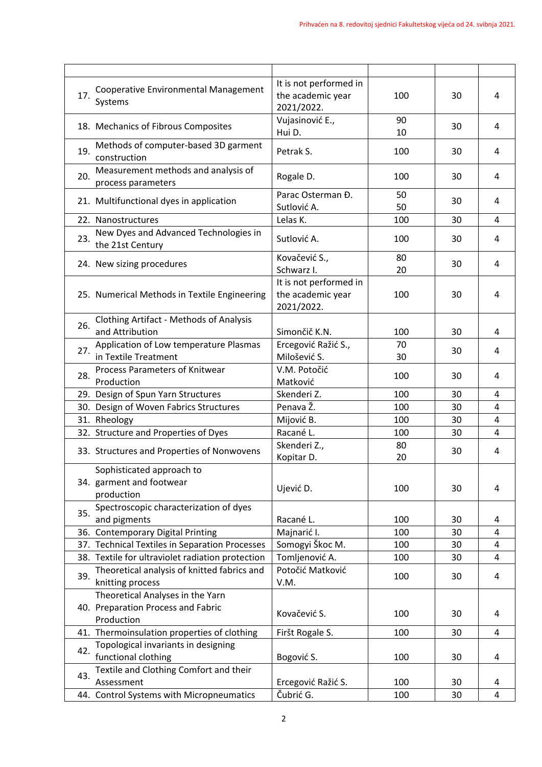| | | | | |
|---|---|---|---|---|
| 17. | Cooperative Environmental Management Systems | It is not performed in the academic year 2021/2022. | 100 | 30 | 4 |
| 18. | Mechanics of Fibrous Composites | Vujasinović E.,<br>Hui D. | 90<br>10 | 30 | 4 |
| 19. | Methods of computer-based 3D garment construction | Petrak S. | 100 | 30 | 4 |
| 20. | Measurement methods and analysis of process parameters | Rogale D. | 100 | 30 | 4 |
| 21. | Multifunctional dyes in application | Parac Osterman Đ.<br>Sutlović A. | 50<br>50 | 30 | 4 |
| 22. | Nanostructures | Lelas K. | 100 | 30 | 4 |
| 23. | New Dyes and Advanced Technologies in the 21st Century | Sutlović A. | 100 | 30 | 4 |
| 24. | New sizing procedures | Kovačević S.,<br>Schwarz I. | 80<br>20 | 30 | 4 |
| 25. | Numerical Methods in Textile Engineering | It is not performed in the academic year 2021/2022. | 100 | 30 | 4 |
| 26. | Clothing Artifact - Methods of Analysis and Attribution | Simončič K.N. | 100 | 30 | 4 |
| 27. | Application of Low temperature Plasmas in Textile Treatment | Ercegović Ražić S.,<br>Milošević S. | 70<br>30 | 30 | 4 |
| 28. | Process Parameters of Knitwear Production | V.M. Potočić Matković | 100 | 30 | 4 |
| 29. | Design of Spun Yarn Structures | Skenderi Z. | 100 | 30 | 4 |
| 30. | Design of Woven Fabrics Structures | Penava Ž. | 100 | 30 | 4 |
| 31. | Rheology | Mijović B. | 100 | 30 | 4 |
| 32. | Structure and Properties of Dyes | Racané L. | 100 | 30 | 4 |
| 33. | Structures and Properties of Nonwovens | Skenderi Z.,<br>Kopitar D. | 80<br>20 | 30 | 4 |
| 34. | Sophisticated approach to garment and footwear production | Ujević D. | 100 | 30 | 4 |
| 35. | Spectroscopic characterization of dyes and pigments | Racané L. | 100 | 30 | 4 |
| 36. | Contemporary Digital Printing | Majnarić I. | 100 | 30 | 4 |
| 37. | Technical Textiles in Separation Processes | Somogyi Škoc M. | 100 | 30 | 4 |
| 38. | Textile for ultraviolet radiation protection | Tomljenović A. | 100 | 30 | 4 |
| 39. | Theoretical analysis of knitted fabrics and knitting process | Potočić Matković V.M. | 100 | 30 | 4 |
| 40. | Theoretical Analyses in the Yarn Preparation Process and Fabric Production | Kovačević S. | 100 | 30 | 4 |
| 41. | Thermoinsulation properties of clothing | Firšt Rogale S. | 100 | 30 | 4 |
| 42. | Topological invariants in designing functional clothing | Bogović S. | 100 | 30 | 4 |
| 43. | Textile and Clothing Comfort and their Assessment | Ercegović Ražić S. | 100 | 30 | 4 |
| 44. | Control Systems with Micropneumatics | Čubrić G. | 100 | 30 | 4 |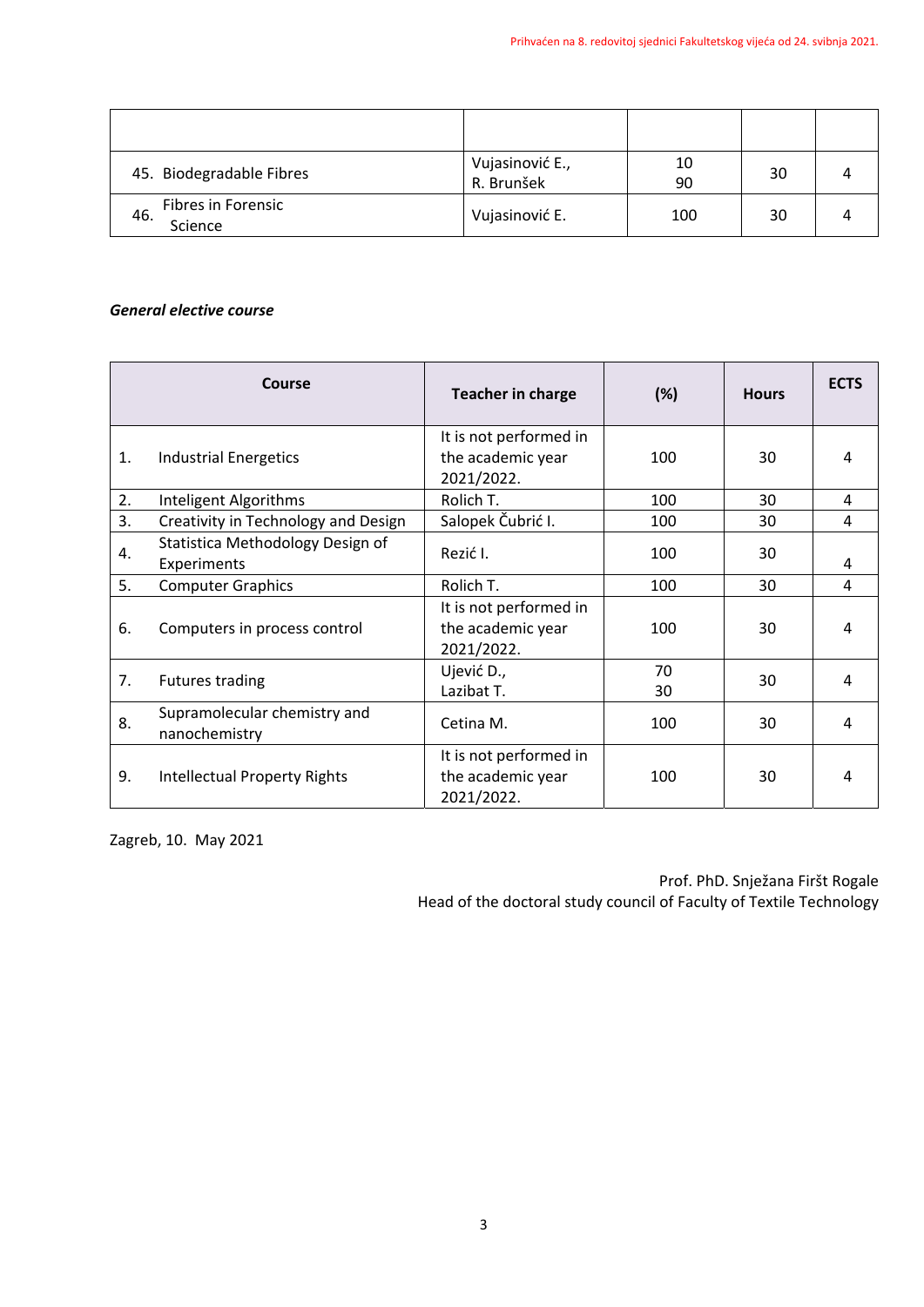| | | | | |
|---|---|---|---|---|
| | | | | |
| 45. Biodegradable Fibres | Vujasinović E., R. Brunšek | 10 90 | 30 | 4 |
| 46. Fibres in Forensic Science | Vujasinović E. | 100 | 30 | 4 |

***General elective course***

| | Course | Teacher in charge | (%) | Hours | ECTS |
|---|---|---|---|---|---|
| 1. | Industrial Energetics | It is not performed in the academic year 2021/2022. | 100 | 30 | 4 |
| 2. | Inteligent Algorithms | Rolich T. | 100 | 30 | 4 |
| 3. | Creativity in Technology and Design | Salopek Čubrić I. | 100 | 30 | 4 |
| 4. | Statistica Methodology Design of Experiments | Rezić I. | 100 | 30 | 4 |
| 5. | Computer Graphics | Rolich T. | 100 | 30 | 4 |
| 6. | Computers in process control | It is not performed in the academic year 2021/2022. | 100 | 30 | 4 |
| 7. | Futures trading | Ujević D., Lazibat T. | 70 30 | 30 | 4 |
| 8. | Supramolecular chemistry and nanochemistry | Cetina M. | 100 | 30 | 4 |
| 9. | Intellectual Property Rights | It is not performed in the academic year 2021/2022. | 100 | 30 | 4 |

Zagreb, 10. May 2021

Prof. PhD. Snježana Firšt Rogale
Head of the doctoral study council of Faculty of Textile Technology